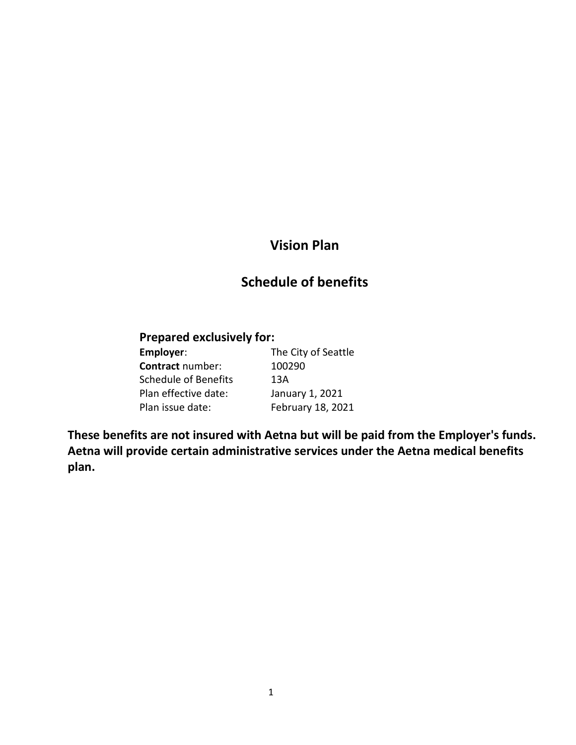# Vision Plan

## Schedule of benefits

### Prepared exclusively for:

| | |
|---|---|
| **Employer**: | The City of Seattle |
| **Contract** number: | 100290 |
| Schedule of Benefits | 13A |
| Plan effective date: | January 1, 2021 |
| Plan issue date: | February 18, 2021 |

**These benefits are not insured with Aetna but will be paid from the Employer's funds. Aetna will provide certain administrative services under the Aetna medical benefits plan.**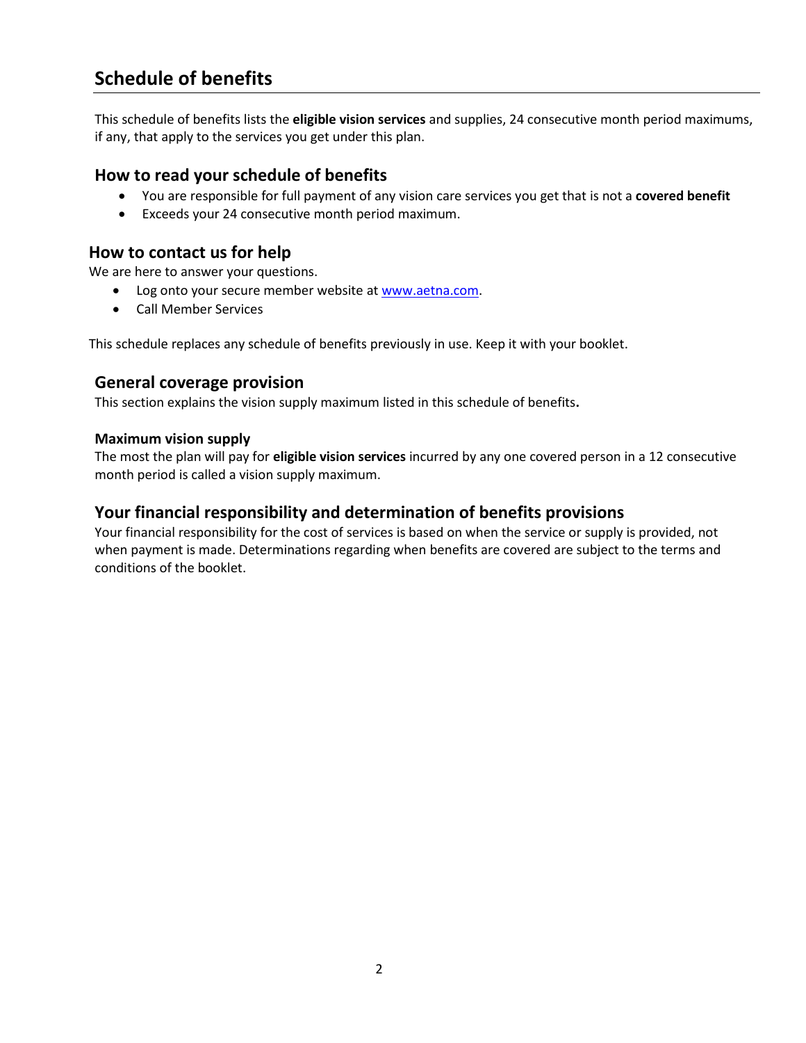# Schedule of benefits

This schedule of benefits lists the **eligible vision services** and supplies, 24 consecutive month period maximums, if any, that apply to the services you get under this plan.

## How to read your schedule of benefits

- You are responsible for full payment of any vision care services you get that is not a **covered benefit**
- Exceeds your 24 consecutive month period maximum.

## How to contact us for help

We are here to answer your questions.

- Log onto your secure member website at [www.aetna.com](www.aetna.com).
- Call Member Services

This schedule replaces any schedule of benefits previously in use. Keep it with your booklet.

## General coverage provision

This section explains the vision supply maximum listed in this schedule of benefits**.**

### Maximum vision supply

The most the plan will pay for **eligible vision services** incurred by any one covered person in a 12 consecutive month period is called a vision supply maximum.

## Your financial responsibility and determination of benefits provisions

Your financial responsibility for the cost of services is based on when the service or supply is provided, not when payment is made. Determinations regarding when benefits are covered are subject to the terms and conditions of the booklet.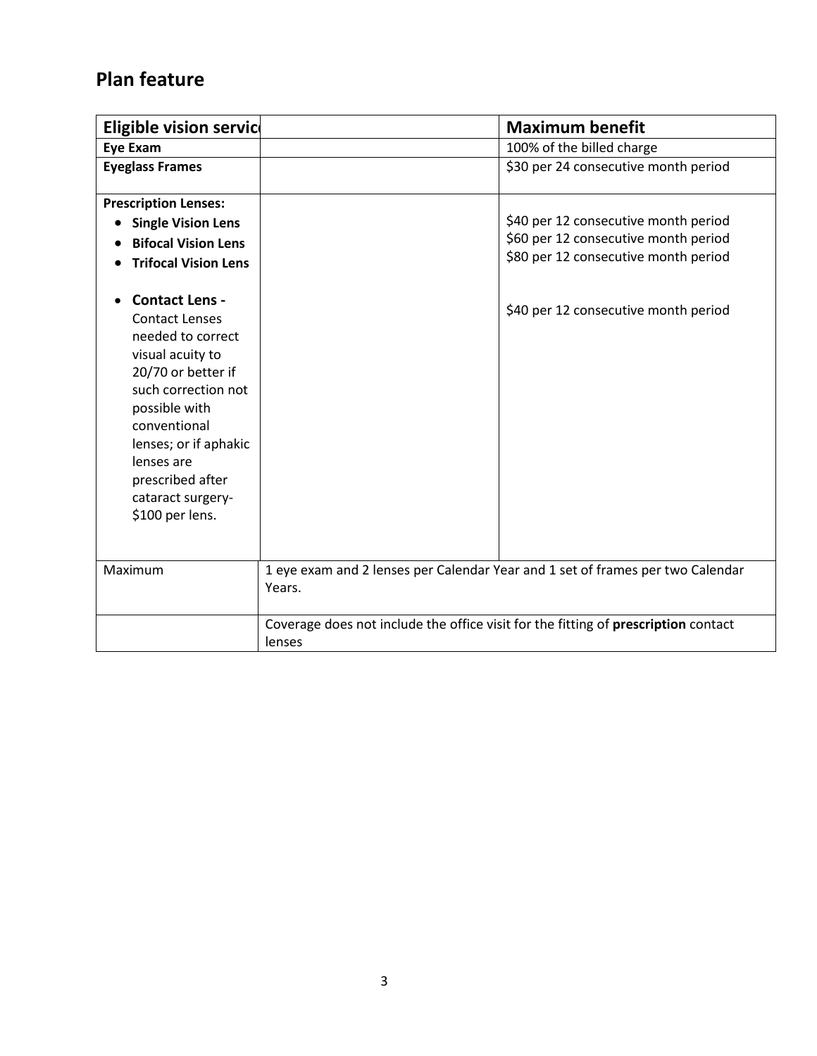## Plan feature

| Eligible vision servic | | Maximum benefit |
|---|---|---|
| **Eye Exam** | | 100% of the billed charge |
| **Eyeglass Frames** | | $30 per 24 consecutive month period |
| **Prescription Lenses:**<br>• **Single Vision Lens**<br>• **Bifocal Vision Lens**<br>• **Trifocal Vision Lens**<br><br>• **Contact Lens -** Contact Lenses needed to correct visual acuity to 20/70 or better if such correction not possible with conventional lenses; or if aphakic lenses are prescribed after cataract surgery- $100 per lens. | | <br>$40 per 12 consecutive month period<br>$60 per 12 consecutive month period<br>$80 per 12 consecutive month period<br><br>$40 per 12 consecutive month period |
| Maximum | 1 eye exam and 2 lenses per Calendar Year and 1 set of frames per two Calendar Years. | |
| | Coverage does not include the office visit for the fitting of **prescription** contact lenses | |